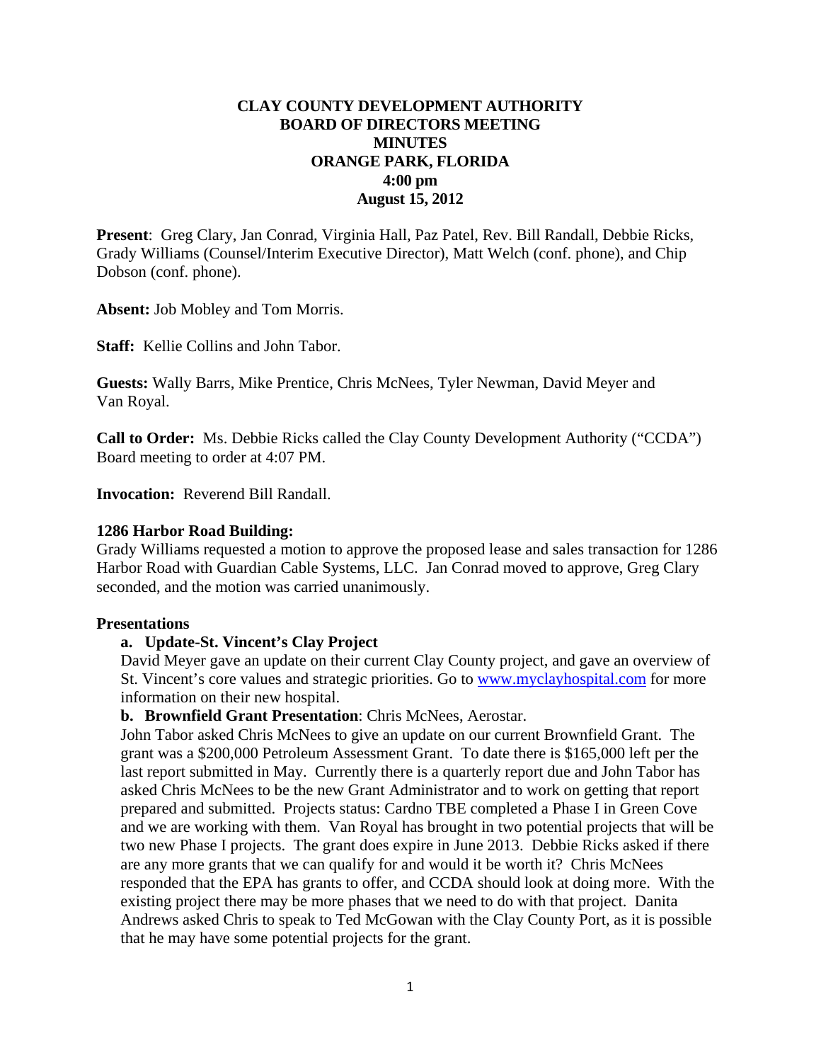# CLAY COUNTY DEVELOPMENT AUTHORITY
## BOARD OF DIRECTORS MEETING
## MINUTES
## ORANGE PARK, FLORIDA
## 4:00 pm
## August 15, 2012

**Present**: Greg Clary, Jan Conrad, Virginia Hall, Paz Patel, Rev. Bill Randall, Debbie Ricks, Grady Williams (Counsel/Interim Executive Director), Matt Welch (conf. phone), and Chip Dobson (conf. phone).

**Absent:** Job Mobley and Tom Morris.

**Staff:** Kellie Collins and John Tabor.

**Guests:** Wally Barrs, Mike Prentice, Chris McNees, Tyler Newman, David Meyer and Van Royal.

**Call to Order:** Ms. Debbie Ricks called the Clay County Development Authority ("CCDA") Board meeting to order at 4:07 PM.

**Invocation:** Reverend Bill Randall.

**1286 Harbor Road Building:**
Grady Williams requested a motion to approve the proposed lease and sales transaction for 1286 Harbor Road with Guardian Cable Systems, LLC. Jan Conrad moved to approve, Greg Clary seconded, and the motion was carried unanimously.

**Presentations**

**a. Update-St. Vincent's Clay Project**
David Meyer gave an update on their current Clay County project, and gave an overview of St. Vincent's core values and strategic priorities. Go to www.myclayhospital.com for more information on their new hospital.

**b. Brownfield Grant Presentation**: Chris McNees, Aerostar.
John Tabor asked Chris McNees to give an update on our current Brownfield Grant. The grant was a $200,000 Petroleum Assessment Grant. To date there is $165,000 left per the last report submitted in May. Currently there is a quarterly report due and John Tabor has asked Chris McNees to be the new Grant Administrator and to work on getting that report prepared and submitted. Projects status: Cardno TBE completed a Phase I in Green Cove and we are working with them. Van Royal has brought in two potential projects that will be two new Phase I projects. The grant does expire in June 2013. Debbie Ricks asked if there are any more grants that we can qualify for and would it be worth it? Chris McNees responded that the EPA has grants to offer, and CCDA should look at doing more. With the existing project there may be more phases that we need to do with that project. Danita Andrews asked Chris to speak to Ted McGowan with the Clay County Port, as it is possible that he may have some potential projects for the grant.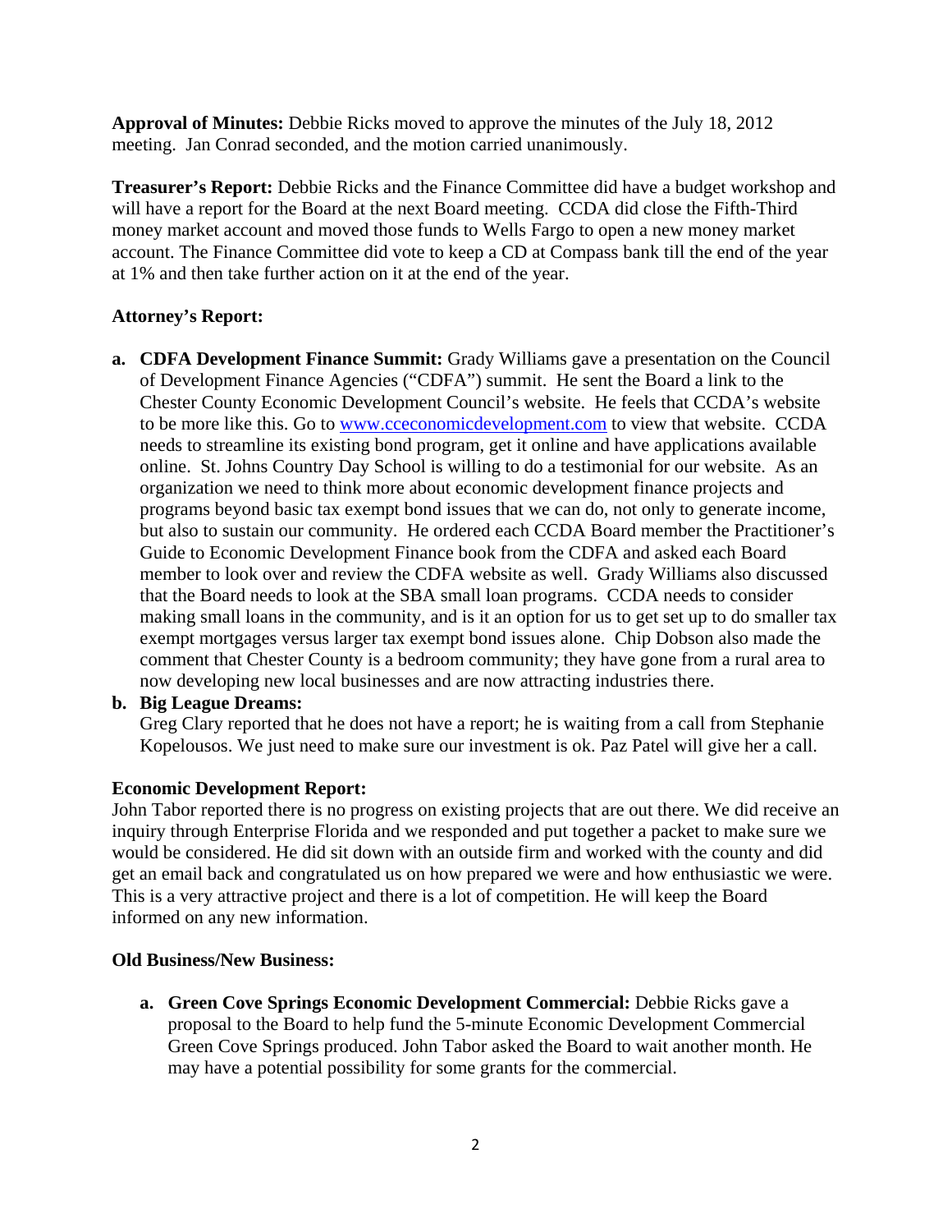**Approval of Minutes:** Debbie Ricks moved to approve the minutes of the July 18, 2012 meeting. Jan Conrad seconded, and the motion carried unanimously.

**Treasurer's Report:** Debbie Ricks and the Finance Committee did have a budget workshop and will have a report for the Board at the next Board meeting. CCDA did close the Fifth-Third money market account and moved those funds to Wells Fargo to open a new money market account. The Finance Committee did vote to keep a CD at Compass bank till the end of the year at 1% and then take further action on it at the end of the year.

**Attorney's Report:**

**a. CDFA Development Finance Summit:** Grady Williams gave a presentation on the Council of Development Finance Agencies ("CDFA") summit. He sent the Board a link to the Chester County Economic Development Council's website. He feels that CCDA's website to be more like this. Go to www.cceconomicdevelopment.com to view that website. CCDA needs to streamline its existing bond program, get it online and have applications available online. St. Johns Country Day School is willing to do a testimonial for our website. As an organization we need to think more about economic development finance projects and programs beyond basic tax exempt bond issues that we can do, not only to generate income, but also to sustain our community. He ordered each CCDA Board member the Practitioner's Guide to Economic Development Finance book from the CDFA and asked each Board member to look over and review the CDFA website as well. Grady Williams also discussed that the Board needs to look at the SBA small loan programs. CCDA needs to consider making small loans in the community, and is it an option for us to get set up to do smaller tax exempt mortgages versus larger tax exempt bond issues alone. Chip Dobson also made the comment that Chester County is a bedroom community; they have gone from a rural area to now developing new local businesses and are now attracting industries there.

**b. Big League Dreams:**
Greg Clary reported that he does not have a report; he is waiting from a call from Stephanie Kopelousos. We just need to make sure our investment is ok. Paz Patel will give her a call.

**Economic Development Report:**
John Tabor reported there is no progress on existing projects that are out there. We did receive an inquiry through Enterprise Florida and we responded and put together a packet to make sure we would be considered. He did sit down with an outside firm and worked with the county and did get an email back and congratulated us on how prepared we were and how enthusiastic we were. This is a very attractive project and there is a lot of competition. He will keep the Board informed on any new information.

**Old Business/New Business:**

**a. Green Cove Springs Economic Development Commercial:** Debbie Ricks gave a proposal to the Board to help fund the 5-minute Economic Development Commercial Green Cove Springs produced. John Tabor asked the Board to wait another month. He may have a potential possibility for some grants for the commercial.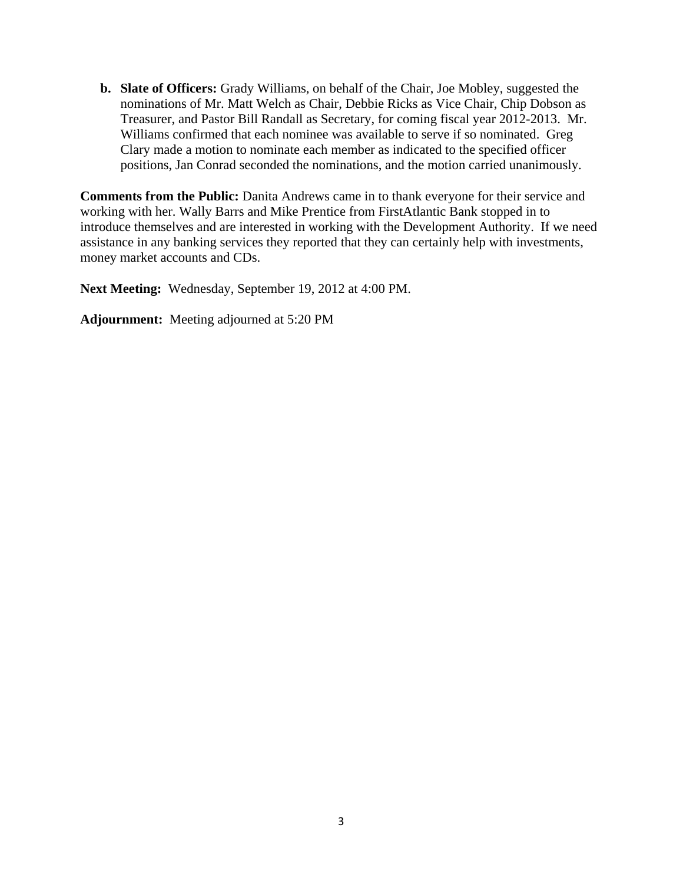b. **Slate of Officers:** Grady Williams, on behalf of the Chair, Joe Mobley, suggested the nominations of Mr. Matt Welch as Chair, Debbie Ricks as Vice Chair, Chip Dobson as Treasurer, and Pastor Bill Randall as Secretary, for coming fiscal year 2012-2013. Mr. Williams confirmed that each nominee was available to serve if so nominated. Greg Clary made a motion to nominate each member as indicated to the specified officer positions, Jan Conrad seconded the nominations, and the motion carried unanimously.

**Comments from the Public:** Danita Andrews came in to thank everyone for their service and working with her. Wally Barrs and Mike Prentice from FirstAtlantic Bank stopped in to introduce themselves and are interested in working with the Development Authority. If we need assistance in any banking services they reported that they can certainly help with investments, money market accounts and CDs.

**Next Meeting:** Wednesday, September 19, 2012 at 4:00 PM.

**Adjournment:** Meeting adjourned at 5:20 PM